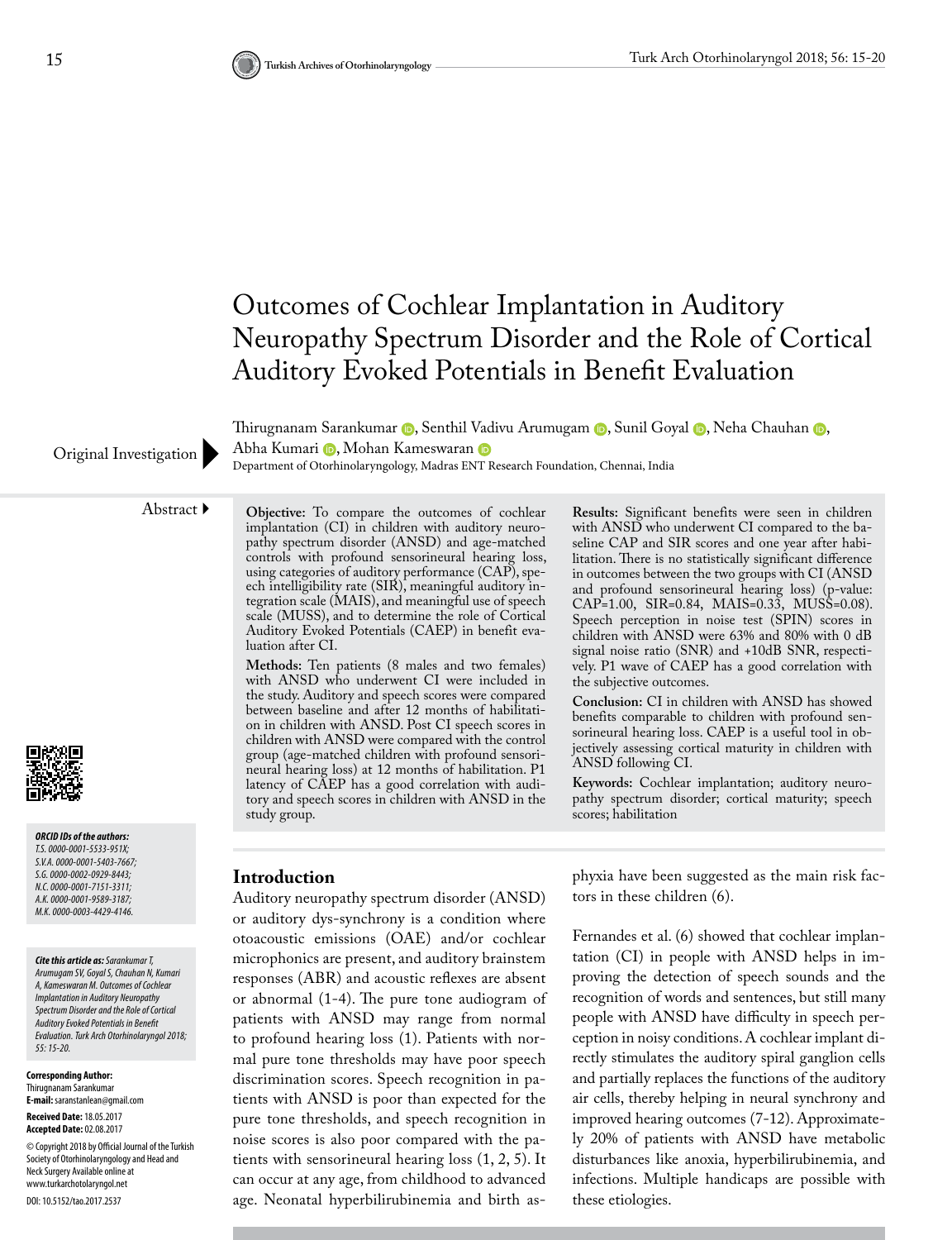Original Investigation

# Outcomes of Cochlear Implantation in Auditory Neuropathy Spectrum Disorder and the Role of Cortical Auditory Evoked Potentials in Benefit Evaluation

Thirugnanam Sarankumar, Senthil Vadivu Arumugam, Sunil Goyal, Neha Chauhan, Abha Kumari, Mohan Kameswaran

Department of Otorhinolaryngology, Madras ENT Research Foundation, Chennai, India

## Abstract

**Objective:** To compare the outcomes of cochlear implantation (CI) in children with auditory neuropathy spectrum disorder (ANSD) and age-matched controls with profound sensorineural hearing loss, using categories of auditory performance (CAP), speech intelligibility rate (SIR), meaningful auditory integration scale (MAIS), and meaningful use of speech scale (MUSS), and to determine the role of Cortical Auditory Evoked Potentials (CAEP) in benefit evaluation after CI.

**Methods:** Ten patients (8 males and two females) with ANSD who underwent CI were included in the study. Auditory and speech scores were compared between baseline and after 12 months of habilitation in children with ANSD. Post CI speech scores in children with ANSD were compared with the control group (age-matched children with profound sensorineural hearing loss) at 12 months of habilitation. P1 latency of CAEP has a good correlation with auditory and speech scores in children with ANSD in the study group.

**Results:** Significant benefits were seen in children with ANSD who underwent CI compared to the baseline CAP and SIR scores and one year after habilitation. There is no statistically significant difference in outcomes between the two groups with CI (ANSD and profound sensorineural hearing loss) (p-value: CAP=1.00, SIR=0.84, MAIS=0.33, MUSS=0.08). Speech perception in noise test (SPIN) scores in children with ANSD were 63% and 80% with 0 dB signal noise ratio (SNR) and +10dB SNR, respectively. P1 wave of CAEP has a good correlation with the subjective outcomes.

**Conclusion:** CI in children with ANSD has showed benefits comparable to children with profound sensorineural hearing loss. CAEP is a useful tool in objectively assessing cortical maturity in children with ANSD following CI.

**Keywords:** Cochlear implantation; auditory neuropathy spectrum disorder; cortical maturity; speech scores; habilitation

***ORCID IDs of the authors:***
*T.S. 0000-0001-5533-951X;*
*S.V.A. 0000-0001-5403-7667;*
*S.G. 0000-0002-0929-8443;*
*N.C. 0000-0001-7151-3311;*
*A.K. 0000-0001-9589-3187;*
*M.K. 0000-0003-4429-4146.*

***Cite this article as:*** *Sarankumar T, Arumugam SV, Goyal S, Chauhan N, Kumari A, Kameswaran M. Outcomes of Cochlear Implantation in Auditory Neuropathy Spectrum Disorder and the Role of Cortical Auditory Evoked Potentials in Benefit Evaluation. Turk Arch Otorhinolaryngol 2018; 55: 15-20.*

**Corresponding Author:**
Thirugnanam Sarankumar
**E-mail:** saranstanlean@gmail.com

**Received Date:** 18.05.2017
**Accepted Date:** 02.08.2017

© Copyright 2018 by Official Journal of the Turkish Society of Otorhinolaryngology and Head and Neck Surgery Available online at www.turkarchotolaryngol.net

DOI: 10.5152/tao.2017.2537

## Introduction

Auditory neuropathy spectrum disorder (ANSD) or auditory dys-synchrony is a condition where otoacoustic emissions (OAE) and/or cochlear microphonics are present, and auditory brainstem responses (ABR) and acoustic reflexes are absent or abnormal (1-4). The pure tone audiogram of patients with ANSD may range from normal to profound hearing loss (1). Patients with normal pure tone thresholds may have poor speech discrimination scores. Speech recognition in patients with ANSD is poor than expected for the pure tone thresholds, and speech recognition in noise scores is also poor compared with the patients with sensorineural hearing loss (1, 2, 5). It can occur at any age, from childhood to advanced age. Neonatal hyperbilirubinemia and birth asphyxia have been suggested as the main risk factors in these children (6).

Fernandes et al. (6) showed that cochlear implantation (CI) in people with ANSD helps in improving the detection of speech sounds and the recognition of words and sentences, but still many people with ANSD have difficulty in speech perception in noisy conditions. A cochlear implant directly stimulates the auditory spiral ganglion cells and partially replaces the functions of the auditory air cells, thereby helping in neural synchrony and improved hearing outcomes (7-12). Approximately 20% of patients with ANSD have metabolic disturbances like anoxia, hyperbilirubinemia, and infections. Multiple handicaps are possible with these etiologies.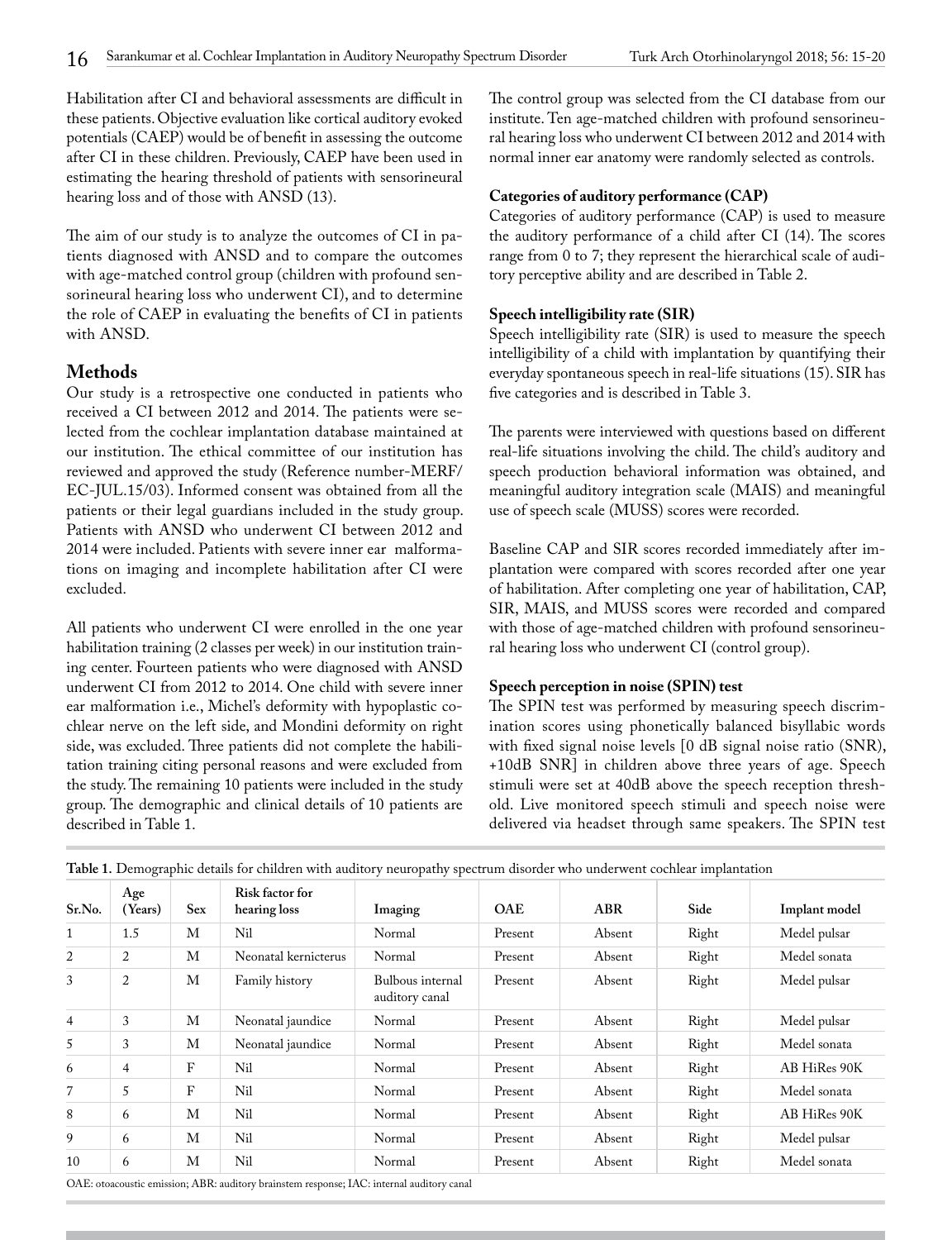Habilitation after CI and behavioral assessments are difficult in these patients. Objective evaluation like cortical auditory evoked potentials (CAEP) would be of benefit in assessing the outcome after CI in these children. Previously, CAEP have been used in estimating the hearing threshold of patients with sensorineural hearing loss and of those with ANSD (13).

The aim of our study is to analyze the outcomes of CI in patients diagnosed with ANSD and to compare the outcomes with age-matched control group (children with profound sensorineural hearing loss who underwent CI), and to determine the role of CAEP in evaluating the benefits of CI in patients with ANSD.

## Methods

Our study is a retrospective one conducted in patients who received a CI between 2012 and 2014. The patients were selected from the cochlear implantation database maintained at our institution. The ethical committee of our institution has reviewed and approved the study (Reference number-MERF/EC-JUL.15/03). Informed consent was obtained from all the patients or their legal guardians included in the study group. Patients with ANSD who underwent CI between 2012 and 2014 were included. Patients with severe inner ear malformations on imaging and incomplete habilitation after CI were excluded.

All patients who underwent CI were enrolled in the one year habilitation training (2 classes per week) in our institution training center. Fourteen patients who were diagnosed with ANSD underwent CI from 2012 to 2014. One child with severe inner ear malformation i.e., Michel's deformity with hypoplastic cochlear nerve on the left side, and Mondini deformity on right side, was excluded. Three patients did not complete the habilitation training citing personal reasons and were excluded from the study. The remaining 10 patients were included in the study group. The demographic and clinical details of 10 patients are described in Table 1.

The control group was selected from the CI database from our institute. Ten age-matched children with profound sensorineural hearing loss who underwent CI between 2012 and 2014 with normal inner ear anatomy were randomly selected as controls.

### Categories of auditory performance (CAP)

Categories of auditory performance (CAP) is used to measure the auditory performance of a child after CI (14). The scores range from 0 to 7; they represent the hierarchical scale of auditory perceptive ability and are described in Table 2.

### Speech intelligibility rate (SIR)

Speech intelligibility rate (SIR) is used to measure the speech intelligibility of a child with implantation by quantifying their everyday spontaneous speech in real-life situations (15). SIR has five categories and is described in Table 3.

The parents were interviewed with questions based on different real-life situations involving the child. The child's auditory and speech production behavioral information was obtained, and meaningful auditory integration scale (MAIS) and meaningful use of speech scale (MUSS) scores were recorded.

Baseline CAP and SIR scores recorded immediately after implantation were compared with scores recorded after one year of habilitation. After completing one year of habilitation, CAP, SIR, MAIS, and MUSS scores were recorded and compared with those of age-matched children with profound sensorineural hearing loss who underwent CI (control group).

### Speech perception in noise (SPIN) test

The SPIN test was performed by measuring speech discrimination scores using phonetically balanced bisyllabic words with fixed signal noise levels [0 dB signal noise ratio (SNR), +10dB SNR] in children above three years of age. Speech stimuli were set at 40dB above the speech reception threshold. Live monitored speech stimuli and speech noise were delivered via headset through same speakers. The SPIN test

**Table 1.** Demographic details for children with auditory neuropathy spectrum disorder who underwent cochlear implantation

| Sr.No. | Age (Years) | Sex | Risk factor for hearing loss | Imaging | OAE | ABR | Side | Implant model |
|---|---|---|---|---|---|---|---|---|
| 1 | 1.5 | M | Nil | Normal | Present | Absent | Right | Medel pulsar |
| 2 | 2 | M | Neonatal kernicterus | Normal | Present | Absent | Right | Medel sonata |
| 3 | 2 | M | Family history | Bulbous internal auditory canal | Present | Absent | Right | Medel pulsar |
| 4 | 3 | M | Neonatal jaundice | Normal | Present | Absent | Right | Medel pulsar |
| 5 | 3 | M | Neonatal jaundice | Normal | Present | Absent | Right | Medel sonata |
| 6 | 4 | F | Nil | Normal | Present | Absent | Right | AB HiRes 90K |
| 7 | 5 | F | Nil | Normal | Present | Absent | Right | Medel sonata |
| 8 | 6 | M | Nil | Normal | Present | Absent | Right | AB HiRes 90K |
| 9 | 6 | M | Nil | Normal | Present | Absent | Right | Medel pulsar |
| 10 | 6 | M | Nil | Normal | Present | Absent | Right | Medel sonata |

OAE: otoacoustic emission; ABR: auditory brainstem response; IAC: internal auditory canal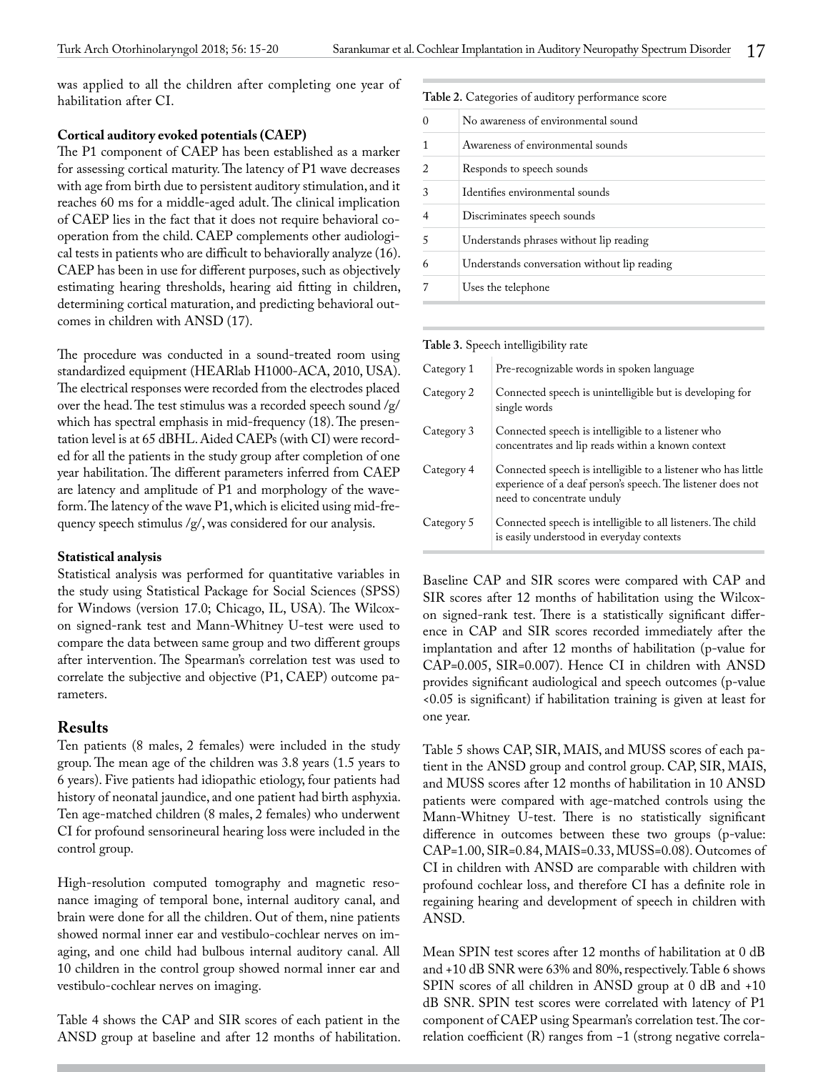was applied to all the children after completing one year of habilitation after CI.

**Cortical auditory evoked potentials (CAEP)**

The P1 component of CAEP has been established as a marker for assessing cortical maturity. The latency of P1 wave decreases with age from birth due to persistent auditory stimulation, and it reaches 60 ms for a middle-aged adult. The clinical implication of CAEP lies in the fact that it does not require behavioral co-operation from the child. CAEP complements other audiological tests in patients who are difficult to behaviorally analyze (16). CAEP has been in use for different purposes, such as objectively estimating hearing thresholds, hearing aid fitting in children, determining cortical maturation, and predicting behavioral outcomes in children with ANSD (17).

The procedure was conducted in a sound-treated room using standardized equipment (HEARlab H1000-ACA, 2010, USA). The electrical responses were recorded from the electrodes placed over the head. The test stimulus was a recorded speech sound /g/ which has spectral emphasis in mid-frequency (18). The presentation level is at 65 dBHL. Aided CAEPs (with CI) were recorded for all the patients in the study group after completion of one year habilitation. The different parameters inferred from CAEP are latency and amplitude of P1 and morphology of the waveform. The latency of the wave P1, which is elicited using mid-frequency speech stimulus /g/, was considered for our analysis.

**Statistical analysis**

Statistical analysis was performed for quantitative variables in the study using Statistical Package for Social Sciences (SPSS) for Windows (version 17.0; Chicago, IL, USA). The Wilcoxon signed-rank test and Mann-Whitney U-test were used to compare the data between same group and two different groups after intervention. The Spearman's correlation test was used to correlate the subjective and objective (P1, CAEP) outcome parameters.

## Results

Ten patients (8 males, 2 females) were included in the study group. The mean age of the children was 3.8 years (1.5 years to 6 years). Five patients had idiopathic etiology, four patients had history of neonatal jaundice, and one patient had birth asphyxia. Ten age-matched children (8 males, 2 females) who underwent CI for profound sensorineural hearing loss were included in the control group.

High-resolution computed tomography and magnetic resonance imaging of temporal bone, internal auditory canal, and brain were done for all the children. Out of them, nine patients showed normal inner ear and vestibulo-cochlear nerves on imaging, and one child had bulbous internal auditory canal. All 10 children in the control group showed normal inner ear and vestibulo-cochlear nerves on imaging.

Table 4 shows the CAP and SIR scores of each patient in the ANSD group at baseline and after 12 months of habilitation.

**Table 2.** Categories of auditory performance score

| | |
|---|---|
| 0 | No awareness of environmental sound |
| 1 | Awareness of environmental sounds |
| 2 | Responds to speech sounds |
| 3 | Identifies environmental sounds |
| 4 | Discriminates speech sounds |
| 5 | Understands phrases without lip reading |
| 6 | Understands conversation without lip reading |
| 7 | Uses the telephone |

**Table 3.** Speech intelligibility rate

| | |
|---|---|
| Category 1 | Pre-recognizable words in spoken language |
| Category 2 | Connected speech is unintelligible but is developing for single words |
| Category 3 | Connected speech is intelligible to a listener who concentrates and lip reads within a known context |
| Category 4 | Connected speech is intelligible to a listener who has little experience of a deaf person's speech. The listener does not need to concentrate unduly |
| Category 5 | Connected speech is intelligible to all listeners. The child is easily understood in everyday contexts |

Baseline CAP and SIR scores were compared with CAP and SIR scores after 12 months of habilitation using the Wilcoxon signed-rank test. There is a statistically significant difference in CAP and SIR scores recorded immediately after the implantation and after 12 months of habilitation (p-value for CAP=0.005, SIR=0.007). Hence CI in children with ANSD provides significant audiological and speech outcomes (p-value <0.05 is significant) if habilitation training is given at least for one year.

Table 5 shows CAP, SIR, MAIS, and MUSS scores of each patient in the ANSD group and control group. CAP, SIR, MAIS, and MUSS scores after 12 months of habilitation in 10 ANSD patients were compared with age-matched controls using the Mann-Whitney U-test. There is no statistically significant difference in outcomes between these two groups (p-value: CAP=1.00, SIR=0.84, MAIS=0.33, MUSS=0.08). Outcomes of CI in children with ANSD are comparable with children with profound cochlear loss, and therefore CI has a definite role in regaining hearing and development of speech in children with ANSD.

Mean SPIN test scores after 12 months of habilitation at 0 dB and +10 dB SNR were 63% and 80%, respectively. Table 6 shows SPIN scores of all children in ANSD group at 0 dB and +10 dB SNR. SPIN test scores were correlated with latency of P1 component of CAEP using Spearman's correlation test. The correlation coefficient (R) ranges from −1 (strong negative correla-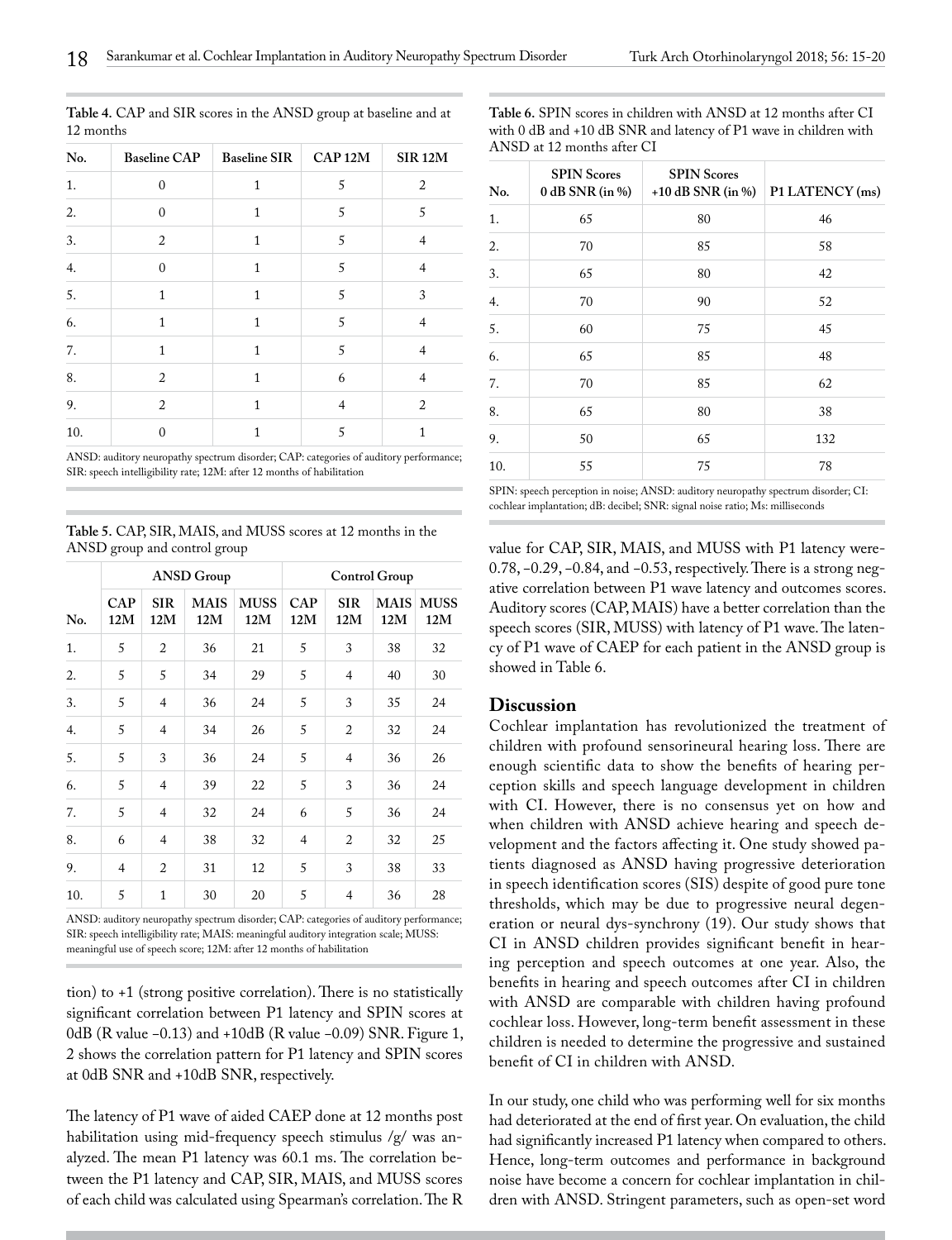**Table 4.** CAP and SIR scores in the ANSD group at baseline and at 12 months

| No. | Baseline CAP | Baseline SIR | CAP 12M | SIR 12M |
|---|---|---|---|---|
| 1. | 0 | 1 | 5 | 2 |
| 2. | 0 | 1 | 5 | 5 |
| 3. | 2 | 1 | 5 | 4 |
| 4. | 0 | 1 | 5 | 4 |
| 5. | 1 | 1 | 5 | 3 |
| 6. | 1 | 1 | 5 | 4 |
| 7. | 1 | 1 | 5 | 4 |
| 8. | 2 | 1 | 6 | 4 |
| 9. | 2 | 1 | 4 | 2 |
| 10. | 0 | 1 | 5 | 1 |

ANSD: auditory neuropathy spectrum disorder; CAP: categories of auditory performance; SIR: speech intelligibility rate; 12M: after 12 months of habilitation

**Table 5.** CAP, SIR, MAIS, and MUSS scores at 12 months in the ANSD group and control group

| | ANSD Group | | | | Control Group | | | |
|---|---|---|---|---|---|---|---|---|
| No. | CAP 12M | SIR 12M | MAIS 12M | MUSS 12M | CAP 12M | SIR 12M | MAIS 12M | MUSS 12M |
| 1. | 5 | 2 | 36 | 21 | 5 | 3 | 38 | 32 |
| 2. | 5 | 5 | 34 | 29 | 5 | 4 | 40 | 30 |
| 3. | 5 | 4 | 36 | 24 | 5 | 3 | 35 | 24 |
| 4. | 5 | 4 | 34 | 26 | 5 | 2 | 32 | 24 |
| 5. | 5 | 3 | 36 | 24 | 5 | 4 | 36 | 26 |
| 6. | 5 | 4 | 39 | 22 | 5 | 3 | 36 | 24 |
| 7. | 5 | 4 | 32 | 24 | 6 | 5 | 36 | 24 |
| 8. | 6 | 4 | 38 | 32 | 4 | 2 | 32 | 25 |
| 9. | 4 | 2 | 31 | 12 | 5 | 3 | 38 | 33 |
| 10. | 5 | 1 | 30 | 20 | 5 | 4 | 36 | 28 |

ANSD: auditory neuropathy spectrum disorder; CAP: categories of auditory performance; SIR: speech intelligibility rate; MAIS: meaningful auditory integration scale; MUSS: meaningful use of speech score; 12M: after 12 months of habilitation

tion) to +1 (strong positive correlation). There is no statistically significant correlation between P1 latency and SPIN scores at 0dB (R value −0.13) and +10dB (R value −0.09) SNR. Figure 1, 2 shows the correlation pattern for P1 latency and SPIN scores at 0dB SNR and +10dB SNR, respectively.

The latency of P1 wave of aided CAEP done at 12 months post habilitation using mid-frequency speech stimulus /g/ was analyzed. The mean P1 latency was 60.1 ms. The correlation between the P1 latency and CAP, SIR, MAIS, and MUSS scores of each child was calculated using Spearman's correlation. The R value for CAP, SIR, MAIS, and MUSS with P1 latency were −0.78, −0.29, −0.84, and −0.53, respectively. There is a strong negative correlation between P1 wave latency and outcomes scores. Auditory scores (CAP, MAIS) have a better correlation than the speech scores (SIR, MUSS) with latency of P1 wave. The latency of P1 wave of CAEP for each patient in the ANSD group is showed in Table 6.

**Table 6.** SPIN scores in children with ANSD at 12 months after CI with 0 dB and +10 dB SNR and latency of P1 wave in children with ANSD at 12 months after CI

| No. | SPIN Scores 0 dB SNR (in %) | SPIN Scores +10 dB SNR (in %) | P1 LATENCY (ms) |
|---|---|---|---|
| 1. | 65 | 80 | 46 |
| 2. | 70 | 85 | 58 |
| 3. | 65 | 80 | 42 |
| 4. | 70 | 90 | 52 |
| 5. | 60 | 75 | 45 |
| 6. | 65 | 85 | 48 |
| 7. | 70 | 85 | 62 |
| 8. | 65 | 80 | 38 |
| 9. | 50 | 65 | 132 |
| 10. | 55 | 75 | 78 |

SPIN: speech perception in noise; ANSD: auditory neuropathy spectrum disorder; CI: cochlear implantation; dB: decibel; SNR: signal noise ratio; Ms: milliseconds

## Discussion

Cochlear implantation has revolutionized the treatment of children with profound sensorineural hearing loss. There are enough scientific data to show the benefits of hearing perception skills and speech language development in children with CI. However, there is no consensus yet on how and when children with ANSD achieve hearing and speech development and the factors affecting it. One study showed patients diagnosed as ANSD having progressive deterioration in speech identification scores (SIS) despite of good pure tone thresholds, which may be due to progressive neural degeneration or neural dys-synchrony (19). Our study shows that CI in ANSD children provides significant benefit in hearing perception and speech outcomes at one year. Also, the benefits in hearing and speech outcomes after CI in children with ANSD are comparable with children having profound cochlear loss. However, long-term benefit assessment in these children is needed to determine the progressive and sustained benefit of CI in children with ANSD.

In our study, one child who was performing well for six months had deteriorated at the end of first year. On evaluation, the child had significantly increased P1 latency when compared to others. Hence, long-term outcomes and performance in background noise have become a concern for cochlear implantation in children with ANSD. Stringent parameters, such as open-set word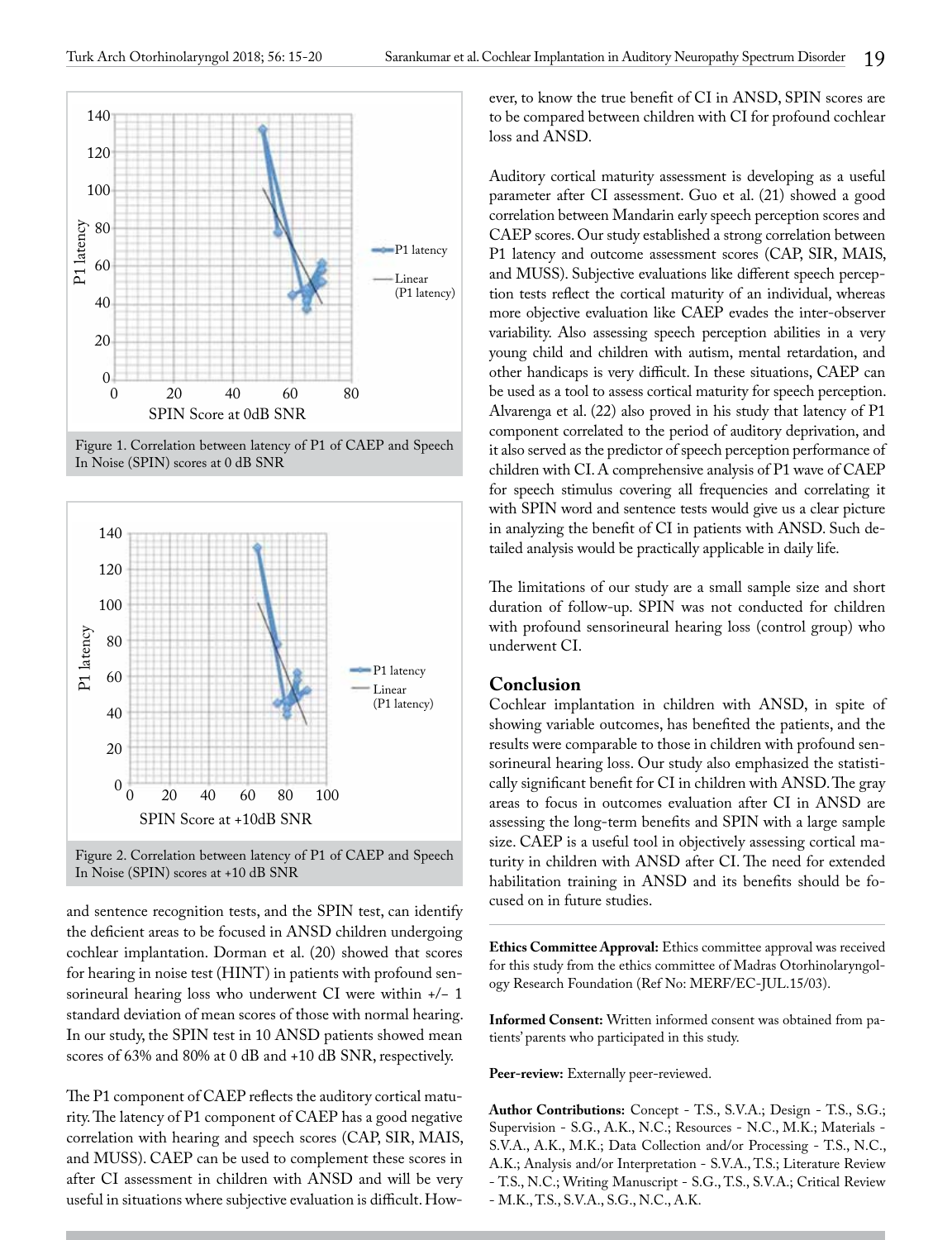140
120
100
80
60
40
20
0
0 20 40 60 80
P1 latency
SPIN Score at 0dB SNR
P1 latency
Linear (P1 latency)

Figure 1. Correlation between latency of P1 of CAEP and Speech In Noise (SPIN) scores at 0 dB SNR

140
120
100
80
60
40
20
0
0 20 40 60 80 100
P1 latency
SPIN Score at +10dB SNR
P1 latency
Linear (P1 latency)

Figure 2. Correlation between latency of P1 of CAEP and Speech In Noise (SPIN) scores at +10 dB SNR

and sentence recognition tests, and the SPIN test, can identify the deficient areas to be focused in ANSD children undergoing cochlear implantation. Dorman et al. (20) showed that scores for hearing in noise test (HINT) in patients with profound sensorineural hearing loss who underwent CI were within +/− 1 standard deviation of mean scores of those with normal hearing. In our study, the SPIN test in 10 ANSD patients showed mean scores of 63% and 80% at 0 dB and +10 dB SNR, respectively.

The P1 component of CAEP reflects the auditory cortical maturity. The latency of P1 component of CAEP has a good negative correlation with hearing and speech scores (CAP, SIR, MAIS, and MUSS). CAEP can be used to complement these scores in after CI assessment in children with ANSD and will be very useful in situations where subjective evaluation is difficult. However, to know the true benefit of CI in ANSD, SPIN scores are to be compared between children with CI for profound cochlear loss and ANSD.

Auditory cortical maturity assessment is developing as a useful parameter after CI assessment. Guo et al. (21) showed a good correlation between Mandarin early speech perception scores and CAEP scores. Our study established a strong correlation between P1 latency and outcome assessment scores (CAP, SIR, MAIS, and MUSS). Subjective evaluations like different speech perception tests reflect the cortical maturity of an individual, whereas more objective evaluation like CAEP evades the inter-observer variability. Also assessing speech perception abilities in a very young child and children with autism, mental retardation, and other handicaps is very difficult. In these situations, CAEP can be used as a tool to assess cortical maturity for speech perception. Alvarenga et al. (22) also proved in his study that latency of P1 component correlated to the period of auditory deprivation, and it also served as the predictor of speech perception performance of children with CI. A comprehensive analysis of P1 wave of CAEP for speech stimulus covering all frequencies and correlating it with SPIN word and sentence tests would give us a clear picture in analyzing the benefit of CI in patients with ANSD. Such detailed analysis would be practically applicable in daily life.

The limitations of our study are a small sample size and short duration of follow-up. SPIN was not conducted for children with profound sensorineural hearing loss (control group) who underwent CI.

## Conclusion

Cochlear implantation in children with ANSD, in spite of showing variable outcomes, has benefited the patients, and the results were comparable to those in children with profound sensorineural hearing loss. Our study also emphasized the statistically significant benefit for CI in children with ANSD. The gray areas to focus in outcomes evaluation after CI in ANSD are assessing the long-term benefits and SPIN with a large sample size. CAEP is a useful tool in objectively assessing cortical maturity in children with ANSD after CI. The need for extended habilitation training in ANSD and its benefits should be focused on in future studies.

**Ethics Committee Approval:** Ethics committee approval was received for this study from the ethics committee of Madras Otorhinolaryngology Research Foundation (Ref No: MERF/EC-JUL.15/03).

**Informed Consent:** Written informed consent was obtained from patients' parents who participated in this study.

**Peer-review:** Externally peer-reviewed.

**Author Contributions:** Concept - T.S., S.V.A.; Design - T.S., S.G.; Supervision - S.G., A.K., N.C.; Resources - N.C., M.K.; Materials - S.V.A., A.K., M.K.; Data Collection and/or Processing - T.S., N.C., A.K.; Analysis and/or Interpretation - S.V.A., T.S.; Literature Review - T.S., N.C.; Writing Manuscript - S.G., T.S., S.V.A.; Critical Review - M.K., T.S., S.V.A., S.G., N.C., A.K.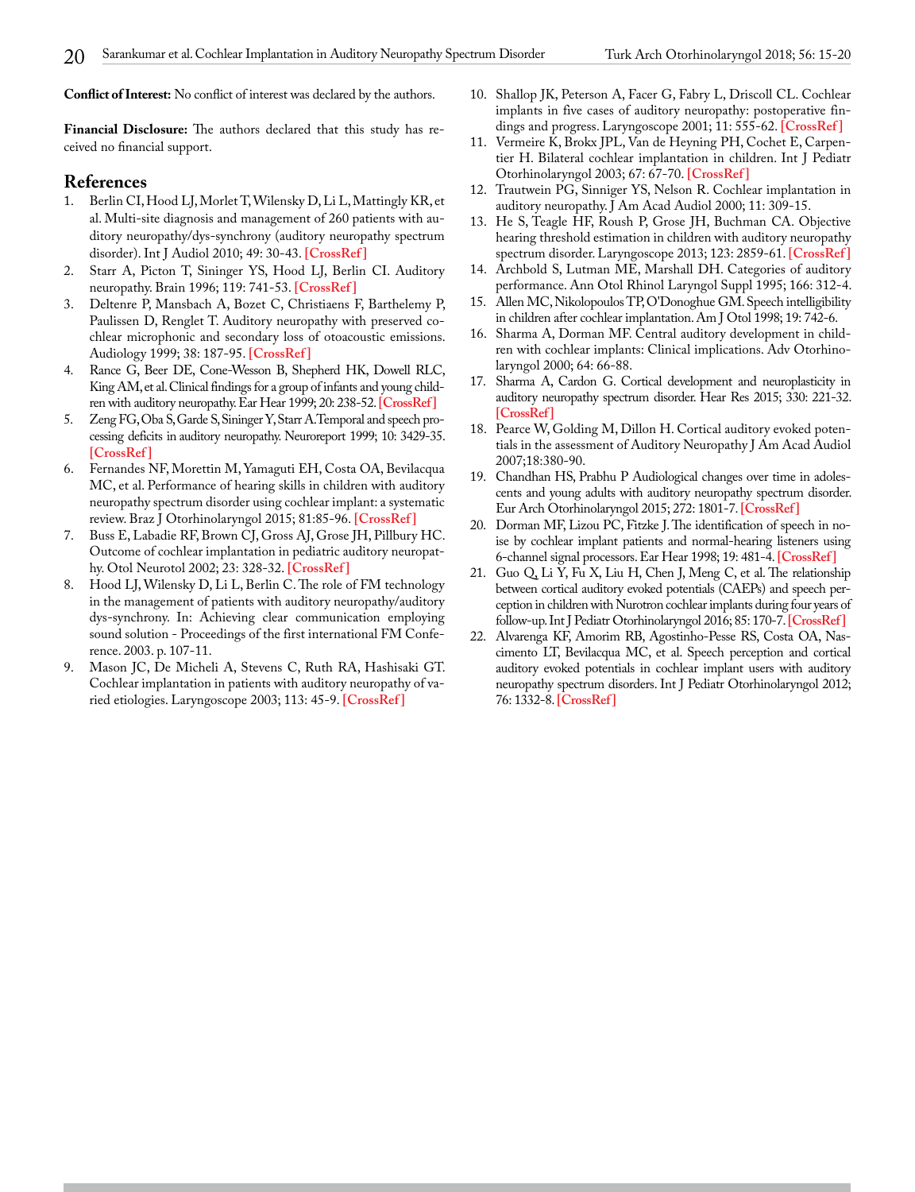**Conflict of Interest:** No conflict of interest was declared by the authors.

**Financial Disclosure:** The authors declared that this study has received no financial support.

## References

1. Berlin CI, Hood LJ, Morlet T, Wilensky D, Li L, Mattingly KR, et al. Multi-site diagnosis and management of 260 patients with auditory neuropathy/dys-synchrony (auditory neuropathy spectrum disorder). Int J Audiol 2010; 49: 30-43. [CrossRef]
2. Starr A, Picton T, Sininger YS, Hood LJ, Berlin CI. Auditory neuropathy. Brain 1996; 119: 741-53. [CrossRef]
3. Deltenre P, Mansbach A, Bozet C, Christiaens F, Barthelemy P, Paulissen D, Renglet T. Auditory neuropathy with preserved cochlear microphonic and secondary loss of otoacoustic emissions. Audiology 1999; 38: 187-95. [CrossRef]
4. Rance G, Beer DE, Cone-Wesson B, Shepherd HK, Dowell RLC, King AM, et al. Clinical findings for a group of infants and young children with auditory neuropathy. Ear Hear 1999; 20: 238-52. [CrossRef]
5. Zeng FG, Oba S, Garde S, Sininger Y, Starr A. Temporal and speech processing deficits in auditory neuropathy. Neuroreport 1999; 10: 3429-35. [CrossRef]
6. Fernandes NF, Morettin M, Yamaguti EH, Costa OA, Bevilacqua MC, et al. Performance of hearing skills in children with auditory neuropathy spectrum disorder using cochlear implant: a systematic review. Braz J Otorhinolaryngol 2015; 81:85-96. [CrossRef]
7. Buss E, Labadie RF, Brown CJ, Gross AJ, Grose JH, Pillbury HC. Outcome of cochlear implantation in pediatric auditory neuropathy. Otol Neurotol 2002; 23: 328-32. [CrossRef]
8. Hood LJ, Wilensky D, Li L, Berlin C. The role of FM technology in the management of patients with auditory neuropathy/auditory dys-synchrony. In: Achieving clear communication employing sound solution - Proceedings of the first international FM Conference. 2003. p. 107-11.
9. Mason JC, De Micheli A, Stevens C, Ruth RA, Hashisaki GT. Cochlear implantation in patients with auditory neuropathy of varied etiologies. Laryngoscope 2003; 113: 45-9. [CrossRef]
10. Shallop JK, Peterson A, Facer G, Fabry L, Driscoll CL. Cochlear implants in five cases of auditory neuropathy: postoperative findings and progress. Laryngoscope 2001; 11: 555-62. [CrossRef]
11. Vermeire K, Brokx JPL, Van de Heyning PH, Cochet E, Carpentier H. Bilateral cochlear implantation in children. Int J Pediatr Otorhinolaryngol 2003; 67: 67-70. [CrossRef]
12. Trautwein PG, Sinniger YS, Nelson R. Cochlear implantation in auditory neuropathy. J Am Acad Audiol 2000; 11: 309-15.
13. He S, Teagle HF, Roush P, Grose JH, Buchman CA. Objective hearing threshold estimation in children with auditory neuropathy spectrum disorder. Laryngoscope 2013; 123: 2859-61. [CrossRef]
14. Archbold S, Lutman ME, Marshall DH. Categories of auditory performance. Ann Otol Rhinol Laryngol Suppl 1995; 166: 312-4.
15. Allen MC, Nikolopoulos TP, O'Donoghue GM. Speech intelligibility in children after cochlear implantation. Am J Otol 1998; 19: 742-6.
16. Sharma A, Dorman MF. Central auditory development in children with cochlear implants: Clinical implications. Adv Otorhinolaryngol 2000; 64: 66-88.
17. Sharma A, Cardon G. Cortical development and neuroplasticity in auditory neuropathy spectrum disorder. Hear Res 2015; 330: 221-32. [CrossRef]
18. Pearce W, Golding M, Dillon H. Cortical auditory evoked potentials in the assessment of Auditory Neuropathy J Am Acad Audiol 2007;18:380-90.
19. Chandhan HS, Prabhu P Audiological changes over time in adolescents and young adults with auditory neuropathy spectrum disorder. Eur Arch Otorhinolaryngol 2015; 272: 1801-7. [CrossRef]
20. Dorman MF, Lizou PC, Fitzke J. The identification of speech in noise by cochlear implant patients and normal-hearing listeners using 6-channel signal processors. Ear Hear 1998; 19: 481-4. [CrossRef]
21. Guo Q, Li Y, Fu X, Liu H, Chen J, Meng C, et al. The relationship between cortical auditory evoked potentials (CAEPs) and speech perception in children with Nurotron cochlear implants during four years of follow-up. Int J Pediatr Otorhinolaryngol 2016; 85: 170-7. [CrossRef]
22. Alvarenga KF, Amorim RB, Agostinho-Pesse RS, Costa OA, Nascimento LT, Bevilacqua MC, et al. Speech perception and cortical auditory evoked potentials in cochlear implant users with auditory neuropathy spectrum disorders. Int J Pediatr Otorhinolaryngol 2012; 76: 1332-8. [CrossRef]